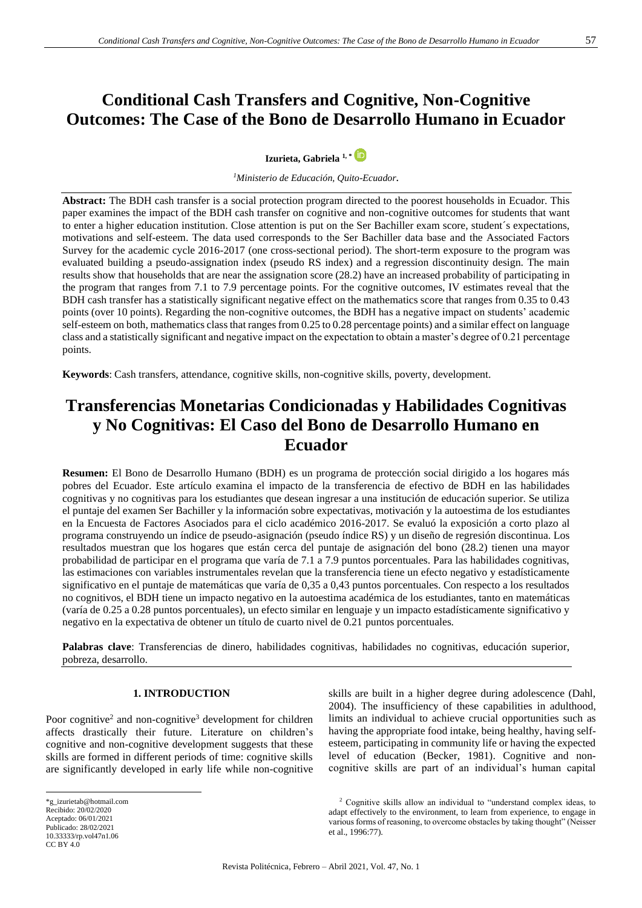# Conditional Cash Transfers and Cognitive, Non-Cognitive Outcomes: The Case of the Bono de Desarrollo Humano in Ecuador

**Izurieta, Gabriela** [1,*]

[1] *Ministerio de Educación, Quito-Ecuador.*

**Abstract:** The BDH cash transfer is a social protection program directed to the poorest households in Ecuador. This paper examines the impact of the BDH cash transfer on cognitive and non-cognitive outcomes for students that want to enter a higher education institution. Close attention is put on the Ser Bachiller exam score, student´s expectations, motivations and self-esteem. The data used corresponds to the Ser Bachiller data base and the Associated Factors Survey for the academic cycle 2016-2017 (one cross-sectional period). The short-term exposure to the program was evaluated building a pseudo-assignation index (pseudo RS index) and a regression discontinuity design. The main results show that households that are near the assignation score (28.2) have an increased probability of participating in the program that ranges from 7.1 to 7.9 percentage points. For the cognitive outcomes, IV estimates reveal that the BDH cash transfer has a statistically significant negative effect on the mathematics score that ranges from 0.35 to 0.43 points (over 10 points). Regarding the non-cognitive outcomes, the BDH has a negative impact on students' academic self-esteem on both, mathematics class that ranges from 0.25 to 0.28 percentage points) and a similar effect on language class and a statistically significant and negative impact on the expectation to obtain a master's degree of 0.21 percentage points.

**Keywords**: Cash transfers, attendance, cognitive skills, non-cognitive skills, poverty, development.

# Transferencias Monetarias Condicionadas y Habilidades Cognitivas y No Cognitivas: El Caso del Bono de Desarrollo Humano en Ecuador

**Resumen:** El Bono de Desarrollo Humano (BDH) es un programa de protección social dirigido a los hogares más pobres del Ecuador. Este artículo examina el impacto de la transferencia de efectivo de BDH en las habilidades cognitivas y no cognitivas para los estudiantes que desean ingresar a una institución de educación superior. Se utiliza el puntaje del examen Ser Bachiller y la información sobre expectativas, motivación y la autoestima de los estudiantes en la Encuesta de Factores Asociados para el ciclo académico 2016-2017. Se evaluó la exposición a corto plazo al programa construyendo un índice de pseudo-asignación (pseudo índice RS) y un diseño de regresión discontinua. Los resultados muestran que los hogares que están cerca del puntaje de asignación del bono (28.2) tienen una mayor probabilidad de participar en el programa que varía de 7.1 a 7.9 puntos porcentuales. Para las habilidades cognitivas, las estimaciones con variables instrumentales revelan que la transferencia tiene un efecto negativo y estadísticamente significativo en el puntaje de matemáticas que varía de 0,35 a 0,43 puntos porcentuales. Con respecto a los resultados no cognitivos, el BDH tiene un impacto negativo en la autoestima académica de los estudiantes, tanto en matemáticas (varía de 0.25 a 0.28 puntos porcentuales), un efecto similar en lenguaje y un impacto estadísticamente significativo y negativo en la expectativa de obtener un título de cuarto nivel de 0.21 puntos porcentuales.

**Palabras clave**: Transferencias de dinero, habilidades cognitivas, habilidades no cognitivas, educación superior, pobreza, desarrollo.

## 1. INTRODUCTION

Poor cognitive[2] and non-cognitive[3] development for children affects drastically their future. Literature on children's cognitive and non-cognitive development suggests that these skills are formed in different periods of time: cognitive skills are significantly developed in early life while non-cognitive skills are built in a higher degree during adolescence (Dahl, 2004). The insufficiency of these capabilities in adulthood, limits an individual to achieve crucial opportunities such as having the appropriate food intake, being healthy, having self-esteem, participating in community life or having the expected level of education (Becker, 1981). Cognitive and non-cognitive skills are part of an individual's human capital

*g_izurietab@hotmail.com
Recibido: 20/02/2020
Aceptado: 06/01/2021
Publicado: 28/02/2021
10.33333/rp.vol47n1.06
CC BY 4.0

[2] Cognitive skills allow an individual to "understand complex ideas, to adapt effectively to the environment, to learn from experience, to engage in various forms of reasoning, to overcome obstacles by taking thought" (Neisser et al., 1996:77).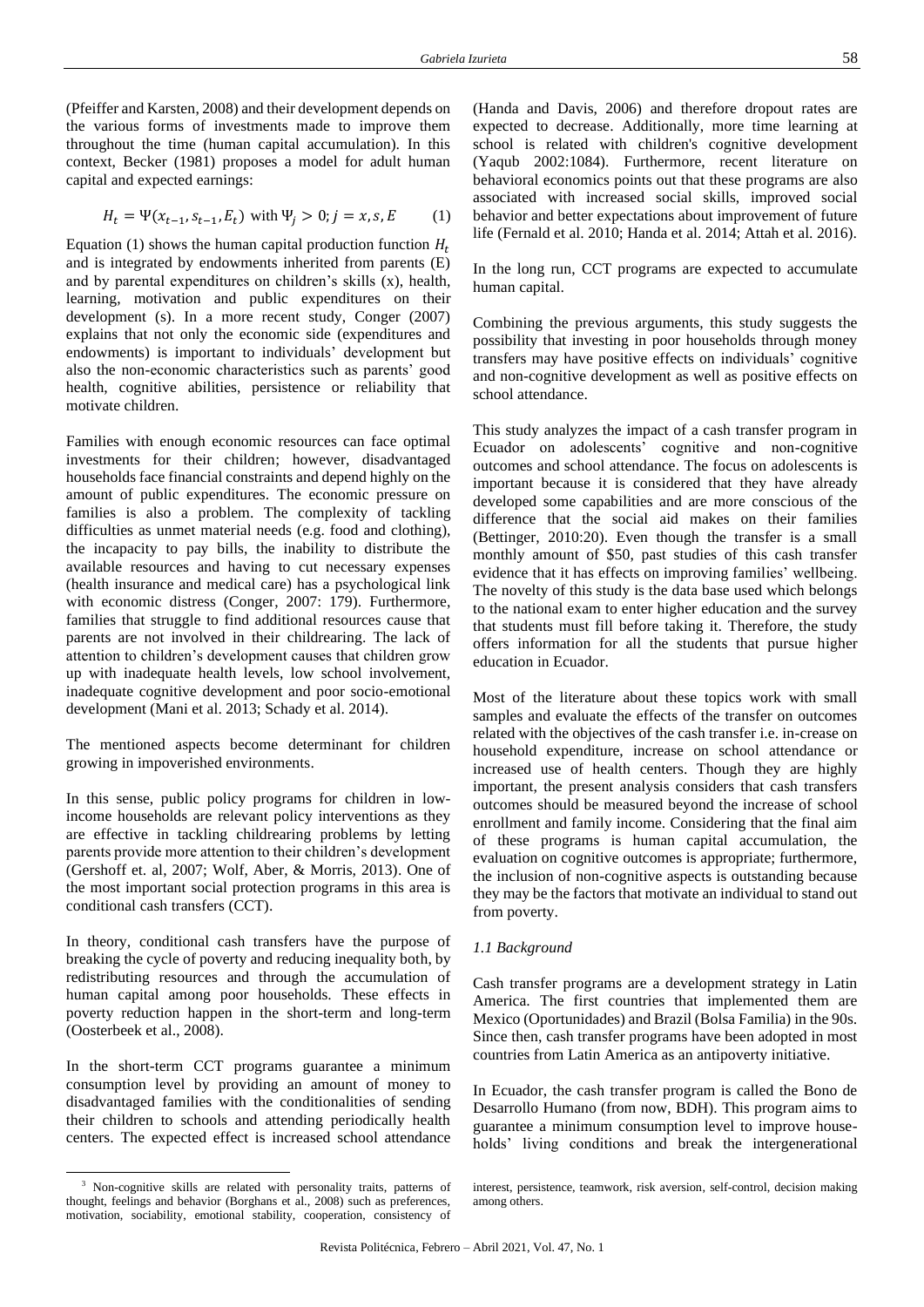(Pfeiffer and Karsten, 2008) and their development depends on the various forms of investments made to improve them throughout the time (human capital accumulation). In this context, Becker (1981) proposes a model for adult human capital and expected earnings:

$$H_t = \Psi(x_{t-1}, s_{t-1}, E_t) \text{ with } \Psi_j > 0; j = x, s, E \tag{1}$$

Equation (1) shows the human capital production function $H_t$ and is integrated by endowments inherited from parents (E) and by parental expenditures on children's skills (x), health, learning, motivation and public expenditures on their development (s). In a more recent study, Conger (2007) explains that not only the economic side (expenditures and endowments) is important to individuals' development but also the non-economic characteristics such as parents' good health, cognitive abilities, persistence or reliability that motivate children.

Families with enough economic resources can face optimal investments for their children; however, disadvantaged households face financial constraints and depend highly on the amount of public expenditures. The economic pressure on families is also a problem. The complexity of tackling difficulties as unmet material needs (e.g. food and clothing), the incapacity to pay bills, the inability to distribute the available resources and having to cut necessary expenses (health insurance and medical care) has a psychological link with economic distress (Conger, 2007: 179). Furthermore, families that struggle to find additional resources cause that parents are not involved in their childrearing. The lack of attention to children's development causes that children grow up with inadequate health levels, low school involvement, inadequate cognitive development and poor socio-emotional development (Mani et al. 2013; Schady et al. 2014).

The mentioned aspects become determinant for children growing in impoverished environments.

In this sense, public policy programs for children in low-income households are relevant policy interventions as they are effective in tackling childrearing problems by letting parents provide more attention to their children's development (Gershoff et. al, 2007; Wolf, Aber, & Morris, 2013). One of the most important social protection programs in this area is conditional cash transfers (CCT).

In theory, conditional cash transfers have the purpose of breaking the cycle of poverty and reducing inequality both, by redistributing resources and through the accumulation of human capital among poor households. These effects in poverty reduction happen in the short-term and long-term (Oosterbeek et al., 2008).

In the short-term CCT programs guarantee a minimum consumption level by providing an amount of money to disadvantaged families with the conditionalities of sending their children to schools and attending periodically health centers. The expected effect is increased school attendance (Handa and Davis, 2006) and therefore dropout rates are expected to decrease. Additionally, more time learning at school is related with children's cognitive development (Yaqub 2002:1084). Furthermore, recent literature on behavioral economics points out that these programs are also associated with increased social skills, improved social behavior and better expectations about improvement of future life (Fernald et al. 2010; Handa et al. 2014; Attah et al. 2016).

In the long run, CCT programs are expected to accumulate human capital.

Combining the previous arguments, this study suggests the possibility that investing in poor households through money transfers may have positive effects on individuals' cognitive and non-cognitive development as well as positive effects on school attendance.

This study analyzes the impact of a cash transfer program in Ecuador on adolescents' cognitive and non-cognitive outcomes and school attendance. The focus on adolescents is important because it is considered that they have already developed some capabilities and are more conscious of the difference that the social aid makes on their families (Bettinger, 2010:20). Even though the transfer is a small monthly amount of \$50, past studies of this cash transfer evidence that it has effects on improving families' wellbeing. The novelty of this study is the data base used which belongs to the national exam to enter higher education and the survey that students must fill before taking it. Therefore, the study offers information for all the students that pursue higher education in Ecuador.

Most of the literature about these topics work with small samples and evaluate the effects of the transfer on outcomes related with the objectives of the cash transfer i.e. in-crease on household expenditure, increase on school attendance or increased use of health centers. Though they are highly important, the present analysis considers that cash transfers outcomes should be measured beyond the increase of school enrollment and family income. Considering that the final aim of these programs is human capital accumulation, the evaluation on cognitive outcomes is appropriate; furthermore, the inclusion of non-cognitive aspects is outstanding because they may be the factors that motivate an individual to stand out from poverty.

### *1.1 Background*

Cash transfer programs are a development strategy in Latin America. The first countries that implemented them are Mexico (Oportunidades) and Brazil (Bolsa Familia) in the 90s. Since then, cash transfer programs have been adopted in most countries from Latin America as an antipoverty initiative.

In Ecuador, the cash transfer program is called the Bono de Desarrollo Humano (from now, BDH). This program aims to guarantee a minimum consumption level to improve households' living conditions and break the intergenerational

---

[3] Non-cognitive skills are related with personality traits, patterns of thought, feelings and behavior (Borghans et al., 2008) such as preferences, motivation, sociability, emotional stability, cooperation, consistency of interest, persistence, teamwork, risk aversion, self-control, decision making among others.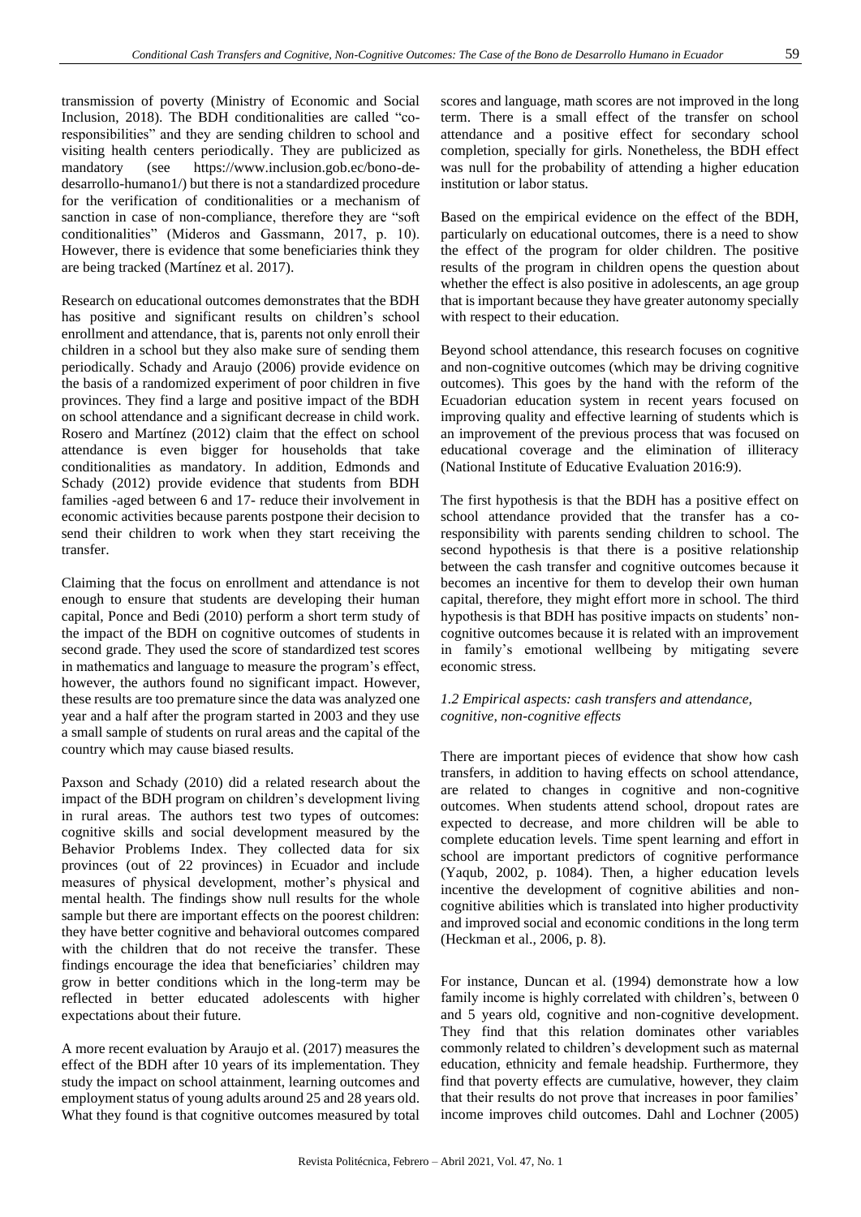transmission of poverty (Ministry of Economic and Social Inclusion, 2018). The BDH conditionalities are called "co-responsibilities" and they are sending children to school and visiting health centers periodically. They are publicized as mandatory (see https://www.inclusion.gob.ec/bono-de-desarrollo-humano1/) but there is not a standardized procedure for the verification of conditionalities or a mechanism of sanction in case of non-compliance, therefore they are "soft conditionalities" (Mideros and Gassmann, 2017, p. 10). However, there is evidence that some beneficiaries think they are being tracked (Martínez et al. 2017).

Research on educational outcomes demonstrates that the BDH has positive and significant results on children's school enrollment and attendance, that is, parents not only enroll their children in a school but they also make sure of sending them periodically. Schady and Araujo (2006) provide evidence on the basis of a randomized experiment of poor children in five provinces. They find a large and positive impact of the BDH on school attendance and a significant decrease in child work. Rosero and Martínez (2012) claim that the effect on school attendance is even bigger for households that take conditionalities as mandatory. In addition, Edmonds and Schady (2012) provide evidence that students from BDH families -aged between 6 and 17- reduce their involvement in economic activities because parents postpone their decision to send their children to work when they start receiving the transfer.

Claiming that the focus on enrollment and attendance is not enough to ensure that students are developing their human capital, Ponce and Bedi (2010) perform a short term study of the impact of the BDH on cognitive outcomes of students in second grade. They used the score of standardized test scores in mathematics and language to measure the program's effect, however, the authors found no significant impact. However, these results are too premature since the data was analyzed one year and a half after the program started in 2003 and they use a small sample of students on rural areas and the capital of the country which may cause biased results.

Paxson and Schady (2010) did a related research about the impact of the BDH program on children's development living in rural areas. The authors test two types of outcomes: cognitive skills and social development measured by the Behavior Problems Index. They collected data for six provinces (out of 22 provinces) in Ecuador and include measures of physical development, mother's physical and mental health. The findings show null results for the whole sample but there are important effects on the poorest children: they have better cognitive and behavioral outcomes compared with the children that do not receive the transfer. These findings encourage the idea that beneficiaries' children may grow in better conditions which in the long-term may be reflected in better educated adolescents with higher expectations about their future.

A more recent evaluation by Araujo et al. (2017) measures the effect of the BDH after 10 years of its implementation. They study the impact on school attainment, learning outcomes and employment status of young adults around 25 and 28 years old. What they found is that cognitive outcomes measured by total scores and language, math scores are not improved in the long term. There is a small effect of the transfer on school attendance and a positive effect for secondary school completion, specially for girls. Nonetheless, the BDH effect was null for the probability of attending a higher education institution or labor status.

Based on the empirical evidence on the effect of the BDH, particularly on educational outcomes, there is a need to show the effect of the program for older children. The positive results of the program in children opens the question about whether the effect is also positive in adolescents, an age group that is important because they have greater autonomy specially with respect to their education.

Beyond school attendance, this research focuses on cognitive and non-cognitive outcomes (which may be driving cognitive outcomes). This goes by the hand with the reform of the Ecuadorian education system in recent years focused on improving quality and effective learning of students which is an improvement of the previous process that was focused on educational coverage and the elimination of illiteracy (National Institute of Educative Evaluation 2016:9).

The first hypothesis is that the BDH has a positive effect on school attendance provided that the transfer has a co-responsibility with parents sending children to school. The second hypothesis is that there is a positive relationship between the cash transfer and cognitive outcomes because it becomes an incentive for them to develop their own human capital, therefore, they might effort more in school. The third hypothesis is that BDH has positive impacts on students' non-cognitive outcomes because it is related with an improvement in family's emotional wellbeing by mitigating severe economic stress.

### *1.2 Empirical aspects: cash transfers and attendance, cognitive, non-cognitive effects*

There are important pieces of evidence that show how cash transfers, in addition to having effects on school attendance, are related to changes in cognitive and non-cognitive outcomes. When students attend school, dropout rates are expected to decrease, and more children will be able to complete education levels. Time spent learning and effort in school are important predictors of cognitive performance (Yaqub, 2002, p. 1084). Then, a higher education levels incentive the development of cognitive abilities and non-cognitive abilities which is translated into higher productivity and improved social and economic conditions in the long term (Heckman et al., 2006, p. 8).

For instance, Duncan et al. (1994) demonstrate how a low family income is highly correlated with children's, between 0 and 5 years old, cognitive and non-cognitive development. They find that this relation dominates other variables commonly related to children's development such as maternal education, ethnicity and female headship. Furthermore, they find that poverty effects are cumulative, however, they claim that their results do not prove that increases in poor families' income improves child outcomes. Dahl and Lochner (2005)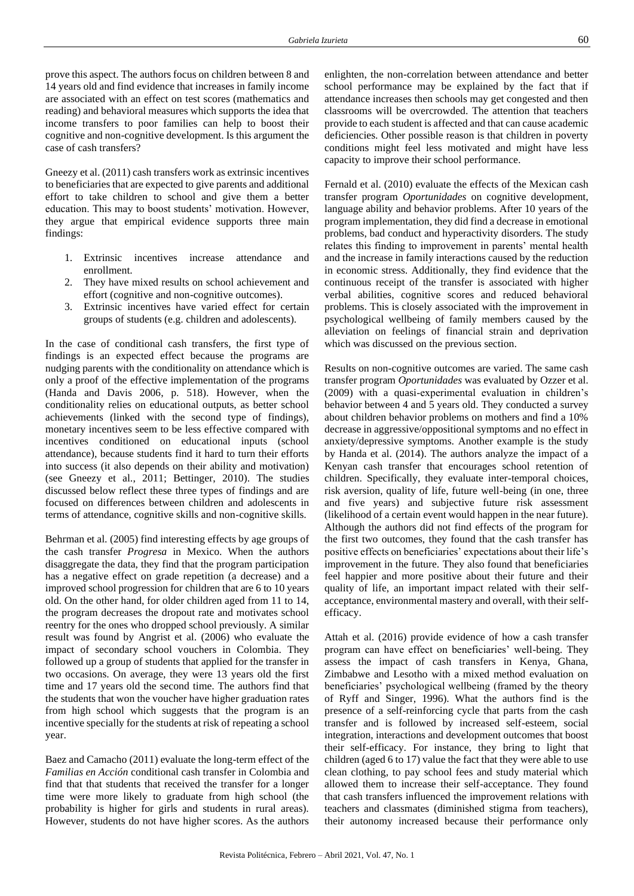prove this aspect. The authors focus on children between 8 and 14 years old and find evidence that increases in family income are associated with an effect on test scores (mathematics and reading) and behavioral measures which supports the idea that income transfers to poor families can help to boost their cognitive and non-cognitive development. Is this argument the case of cash transfers?

Gneezy et al. (2011) cash transfers work as extrinsic incentives to beneficiaries that are expected to give parents and additional effort to take children to school and give them a better education. This may to boost students' motivation. However, they argue that empirical evidence supports three main findings:

1. Extrinsic incentives increase attendance and enrollment.
2. They have mixed results on school achievement and effort (cognitive and non-cognitive outcomes).
3. Extrinsic incentives have varied effect for certain groups of students (e.g. children and adolescents).

In the case of conditional cash transfers, the first type of findings is an expected effect because the programs are nudging parents with the conditionality on attendance which is only a proof of the effective implementation of the programs (Handa and Davis 2006, p. 518). However, when the conditionality relies on educational outputs, as better school achievements (linked with the second type of findings), monetary incentives seem to be less effective compared with incentives conditioned on educational inputs (school attendance), because students find it hard to turn their efforts into success (it also depends on their ability and motivation) (see Gneezy et al., 2011; Bettinger, 2010). The studies discussed below reflect these three types of findings and are focused on differences between children and adolescents in terms of attendance, cognitive skills and non-cognitive skills.

Behrman et al. (2005) find interesting effects by age groups of the cash transfer *Progresa* in Mexico. When the authors disaggregate the data, they find that the program participation has a negative effect on grade repetition (a decrease) and a improved school progression for children that are 6 to 10 years old. On the other hand, for older children aged from 11 to 14, the program decreases the dropout rate and motivates school reentry for the ones who dropped school previously. A similar result was found by Angrist et al. (2006) who evaluate the impact of secondary school vouchers in Colombia. They followed up a group of students that applied for the transfer in two occasions. On average, they were 13 years old the first time and 17 years old the second time. The authors find that the students that won the voucher have higher graduation rates from high school which suggests that the program is an incentive specially for the students at risk of repeating a school year.

Baez and Camacho (2011) evaluate the long-term effect of the *Familias en Acción* conditional cash transfer in Colombia and find that that students that received the transfer for a longer time were more likely to graduate from high school (the probability is higher for girls and students in rural areas). However, students do not have higher scores. As the authors enlighten, the non-correlation between attendance and better school performance may be explained by the fact that if attendance increases then schools may get congested and then classrooms will be overcrowded. The attention that teachers provide to each student is affected and that can cause academic deficiencies. Other possible reason is that children in poverty conditions might feel less motivated and might have less capacity to improve their school performance.

Fernald et al. (2010) evaluate the effects of the Mexican cash transfer program *Oportunidades* on cognitive development, language ability and behavior problems. After 10 years of the program implementation, they did find a decrease in emotional problems, bad conduct and hyperactivity disorders. The study relates this finding to improvement in parents' mental health and the increase in family interactions caused by the reduction in economic stress. Additionally, they find evidence that the continuous receipt of the transfer is associated with higher verbal abilities, cognitive scores and reduced behavioral problems. This is closely associated with the improvement in psychological wellbeing of family members caused by the alleviation on feelings of financial strain and deprivation which was discussed on the previous section.

Results on non-cognitive outcomes are varied. The same cash transfer program *Oportunidades* was evaluated by Ozzer et al. (2009) with a quasi-experimental evaluation in children's behavior between 4 and 5 years old. They conducted a survey about children behavior problems on mothers and find a 10% decrease in aggressive/oppositional symptoms and no effect in anxiety/depressive symptoms. Another example is the study by Handa et al. (2014). The authors analyze the impact of a Kenyan cash transfer that encourages school retention of children. Specifically, they evaluate inter-temporal choices, risk aversion, quality of life, future well-being (in one, three and five years) and subjective future risk assessment (likelihood of a certain event would happen in the near future). Although the authors did not find effects of the program for the first two outcomes, they found that the cash transfer has positive effects on beneficiaries' expectations about their life's improvement in the future. They also found that beneficiaries feel happier and more positive about their future and their quality of life, an important impact related with their self-acceptance, environmental mastery and overall, with their self-efficacy.

Attah et al. (2016) provide evidence of how a cash transfer program can have effect on beneficiaries' well-being. They assess the impact of cash transfers in Kenya, Ghana, Zimbabwe and Lesotho with a mixed method evaluation on beneficiaries' psychological wellbeing (framed by the theory of Ryff and Singer, 1996). What the authors find is the presence of a self-reinforcing cycle that parts from the cash transfer and is followed by increased self-esteem, social integration, interactions and development outcomes that boost their self-efficacy. For instance, they bring to light that children (aged 6 to 17) value the fact that they were able to use clean clothing, to pay school fees and study material which allowed them to increase their self-acceptance. They found that cash transfers influenced the improvement relations with teachers and classmates (diminished stigma from teachers), their autonomy increased because their performance only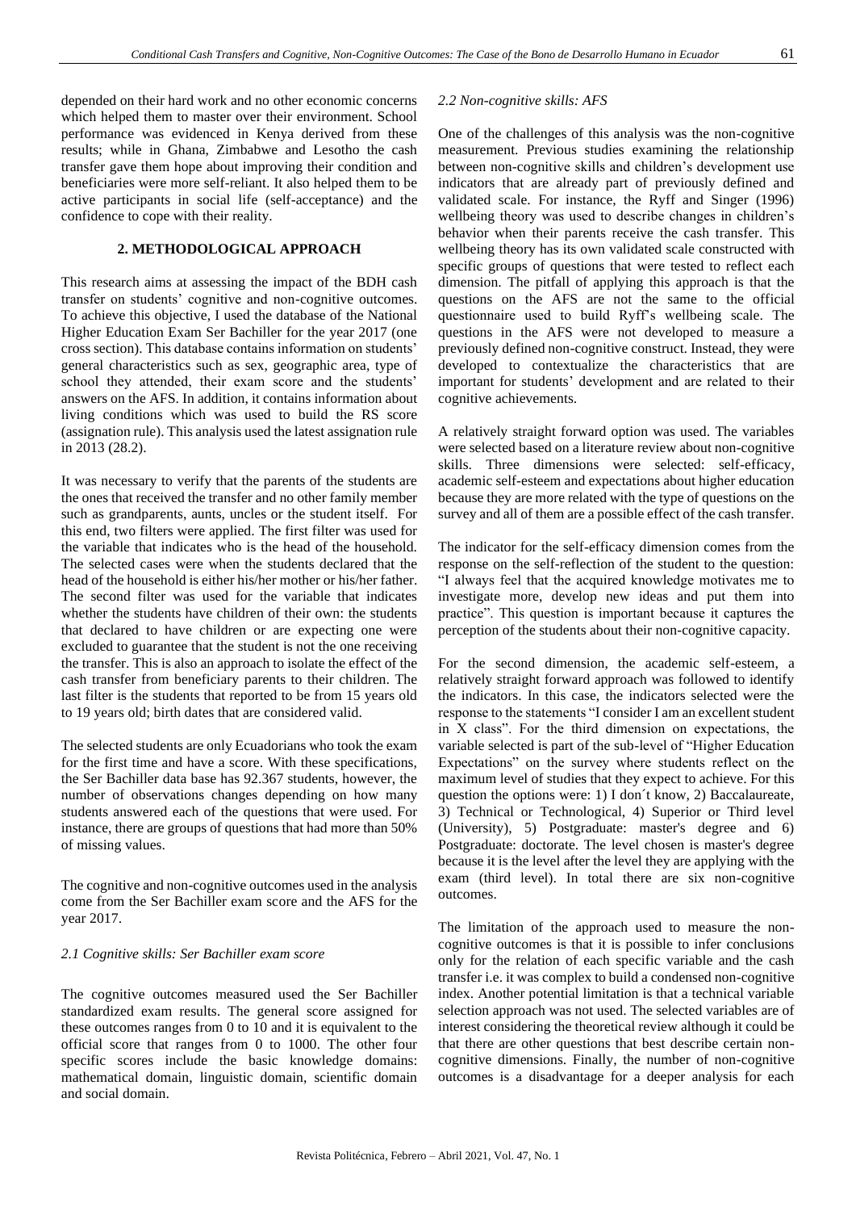depended on their hard work and no other economic concerns which helped them to master over their environment. School performance was evidenced in Kenya derived from these results; while in Ghana, Zimbabwe and Lesotho the cash transfer gave them hope about improving their condition and beneficiaries were more self-reliant. It also helped them to be active participants in social life (self-acceptance) and the confidence to cope with their reality.

## 2. METHODOLOGICAL APPROACH

This research aims at assessing the impact of the BDH cash transfer on students' cognitive and non-cognitive outcomes. To achieve this objective, I used the database of the National Higher Education Exam Ser Bachiller for the year 2017 (one cross section). This database contains information on students' general characteristics such as sex, geographic area, type of school they attended, their exam score and the students' answers on the AFS. In addition, it contains information about living conditions which was used to build the RS score (assignation rule). This analysis used the latest assignation rule in 2013 (28.2).

It was necessary to verify that the parents of the students are the ones that received the transfer and no other family member such as grandparents, aunts, uncles or the student itself. For this end, two filters were applied. The first filter was used for the variable that indicates who is the head of the household. The selected cases were when the students declared that the head of the household is either his/her mother or his/her father. The second filter was used for the variable that indicates whether the students have children of their own: the students that declared to have children or are expecting one were excluded to guarantee that the student is not the one receiving the transfer. This is also an approach to isolate the effect of the cash transfer from beneficiary parents to their children. The last filter is the students that reported to be from 15 years old to 19 years old; birth dates that are considered valid.

The selected students are only Ecuadorians who took the exam for the first time and have a score. With these specifications, the Ser Bachiller data base has 92.367 students, however, the number of observations changes depending on how many students answered each of the questions that were used. For instance, there are groups of questions that had more than 50% of missing values.

The cognitive and non-cognitive outcomes used in the analysis come from the Ser Bachiller exam score and the AFS for the year 2017.

### *2.1 Cognitive skills: Ser Bachiller exam score*

The cognitive outcomes measured used the Ser Bachiller standardized exam results. The general score assigned for these outcomes ranges from 0 to 10 and it is equivalent to the official score that ranges from 0 to 1000. The other four specific scores include the basic knowledge domains: mathematical domain, linguistic domain, scientific domain and social domain.

### *2.2 Non-cognitive skills: AFS*

One of the challenges of this analysis was the non-cognitive measurement. Previous studies examining the relationship between non-cognitive skills and children's development use indicators that are already part of previously defined and validated scale. For instance, the Ryff and Singer (1996) wellbeing theory was used to describe changes in children's behavior when their parents receive the cash transfer. This wellbeing theory has its own validated scale constructed with specific groups of questions that were tested to reflect each dimension. The pitfall of applying this approach is that the questions on the AFS are not the same to the official questionnaire used to build Ryff's wellbeing scale. The questions in the AFS were not developed to measure a previously defined non-cognitive construct. Instead, they were developed to contextualize the characteristics that are important for students' development and are related to their cognitive achievements.

A relatively straight forward option was used. The variables were selected based on a literature review about non-cognitive skills. Three dimensions were selected: self-efficacy, academic self-esteem and expectations about higher education because they are more related with the type of questions on the survey and all of them are a possible effect of the cash transfer.

The indicator for the self-efficacy dimension comes from the response on the self-reflection of the student to the question: "I always feel that the acquired knowledge motivates me to investigate more, develop new ideas and put them into practice". This question is important because it captures the perception of the students about their non-cognitive capacity.

For the second dimension, the academic self-esteem, a relatively straight forward approach was followed to identify the indicators. In this case, the indicators selected were the response to the statements "I consider I am an excellent student in X class". For the third dimension on expectations, the variable selected is part of the sub-level of "Higher Education Expectations" on the survey where students reflect on the maximum level of studies that they expect to achieve. For this question the options were: 1) I don´t know, 2) Baccalaureate, 3) Technical or Technological, 4) Superior or Third level (University), 5) Postgraduate: master's degree and 6) Postgraduate: doctorate. The level chosen is master's degree because it is the level after the level they are applying with the exam (third level). In total there are six non-cognitive outcomes.

The limitation of the approach used to measure the non-cognitive outcomes is that it is possible to infer conclusions only for the relation of each specific variable and the cash transfer i.e. it was complex to build a condensed non-cognitive index. Another potential limitation is that a technical variable selection approach was not used. The selected variables are of interest considering the theoretical review although it could be that there are other questions that best describe certain non-cognitive dimensions. Finally, the number of non-cognitive outcomes is a disadvantage for a deeper analysis for each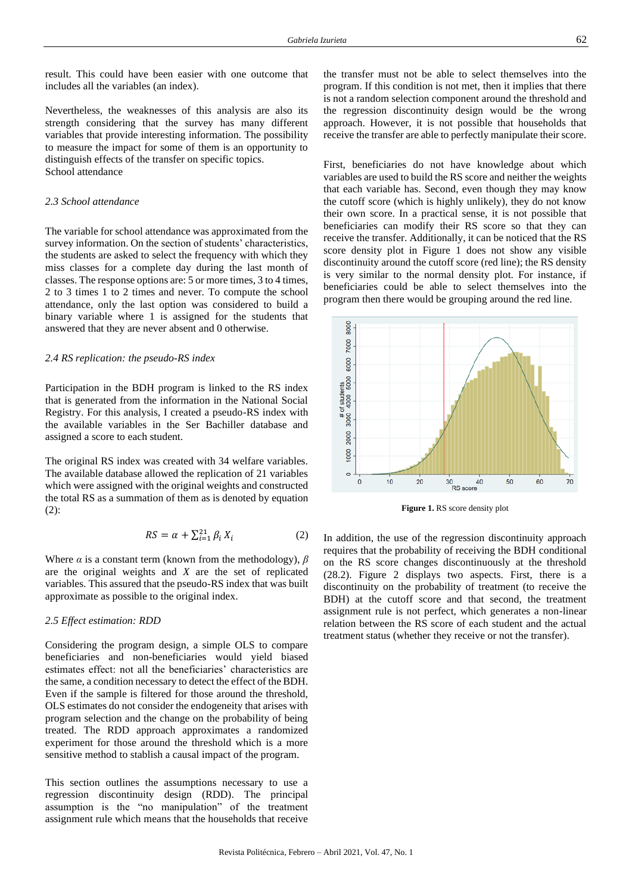result. This could have been easier with one outcome that includes all the variables (an index).

Nevertheless, the weaknesses of this analysis are also its strength considering that the survey has many different variables that provide interesting information. The possibility to measure the impact for some of them is an opportunity to distinguish effects of the transfer on specific topics.
School attendance

### *2.3 School attendance*

The variable for school attendance was approximated from the survey information. On the section of students' characteristics, the students are asked to select the frequency with which they miss classes for a complete day during the last month of classes. The response options are: 5 or more times, 3 to 4 times, 2 to 3 times 1 to 2 times and never. To compute the school attendance, only the last option was considered to build a binary variable where 1 is assigned for the students that answered that they are never absent and 0 otherwise.

### *2.4 RS replication: the pseudo-RS index*

Participation in the BDH program is linked to the RS index that is generated from the information in the National Social Registry. For this analysis, I created a pseudo-RS index with the available variables in the Ser Bachiller database and assigned a score to each student.

The original RS index was created with 34 welfare variables. The available database allowed the replication of 21 variables which were assigned with the original weights and constructed the total RS as a summation of them as is denoted by equation (2):

$$RS = \alpha + \sum_{i=1}^{21} \beta_i X_i \qquad (2)$$

Where $\alpha$ is a constant term (known from the methodology), $\beta$ are the original weights and $X$ are the set of replicated variables. This assured that the pseudo-RS index that was built approximate as possible to the original index.

### *2.5 Effect estimation: RDD*

Considering the program design, a simple OLS to compare beneficiaries and non-beneficiaries would yield biased estimates effect: not all the beneficiaries' characteristics are the same, a condition necessary to detect the effect of the BDH. Even if the sample is filtered for those around the threshold, OLS estimates do not consider the endogeneity that arises with program selection and the change on the probability of being treated. The RDD approach approximates a randomized experiment for those around the threshold which is a more sensitive method to stablish a causal impact of the program.

This section outlines the assumptions necessary to use a regression discontinuity design (RDD). The principal assumption is the "no manipulation" of the treatment assignment rule which means that the households that receive the transfer must not be able to select themselves into the program. If this condition is not met, then it implies that there is not a random selection component around the threshold and the regression discontinuity design would be the wrong approach. However, it is not possible that households that receive the transfer are able to perfectly manipulate their score.

First, beneficiaries do not have knowledge about which variables are used to build the RS score and neither the weights that each variable has. Second, even though they may know the cutoff score (which is highly unlikely), they do not know their own score. In a practical sense, it is not possible that beneficiaries can modify their RS score so that they can receive the transfer. Additionally, it can be noticed that the RS score density plot in Figure 1 does not show any visible discontinuity around the cutoff score (red line); the RS density is very similar to the normal density plot. For instance, if beneficiaries could be able to select themselves into the program then there would be grouping around the red line.

**Figure 1.** RS score density plot

In addition, the use of the regression discontinuity approach requires that the probability of receiving the BDH conditional on the RS score changes discontinuously at the threshold (28.2). Figure 2 displays two aspects. First, there is a discontinuity on the probability of treatment (to receive the BDH) at the cutoff score and that second, the treatment assignment rule is not perfect, which generates a non-linear relation between the RS score of each student and the actual treatment status (whether they receive or not the transfer).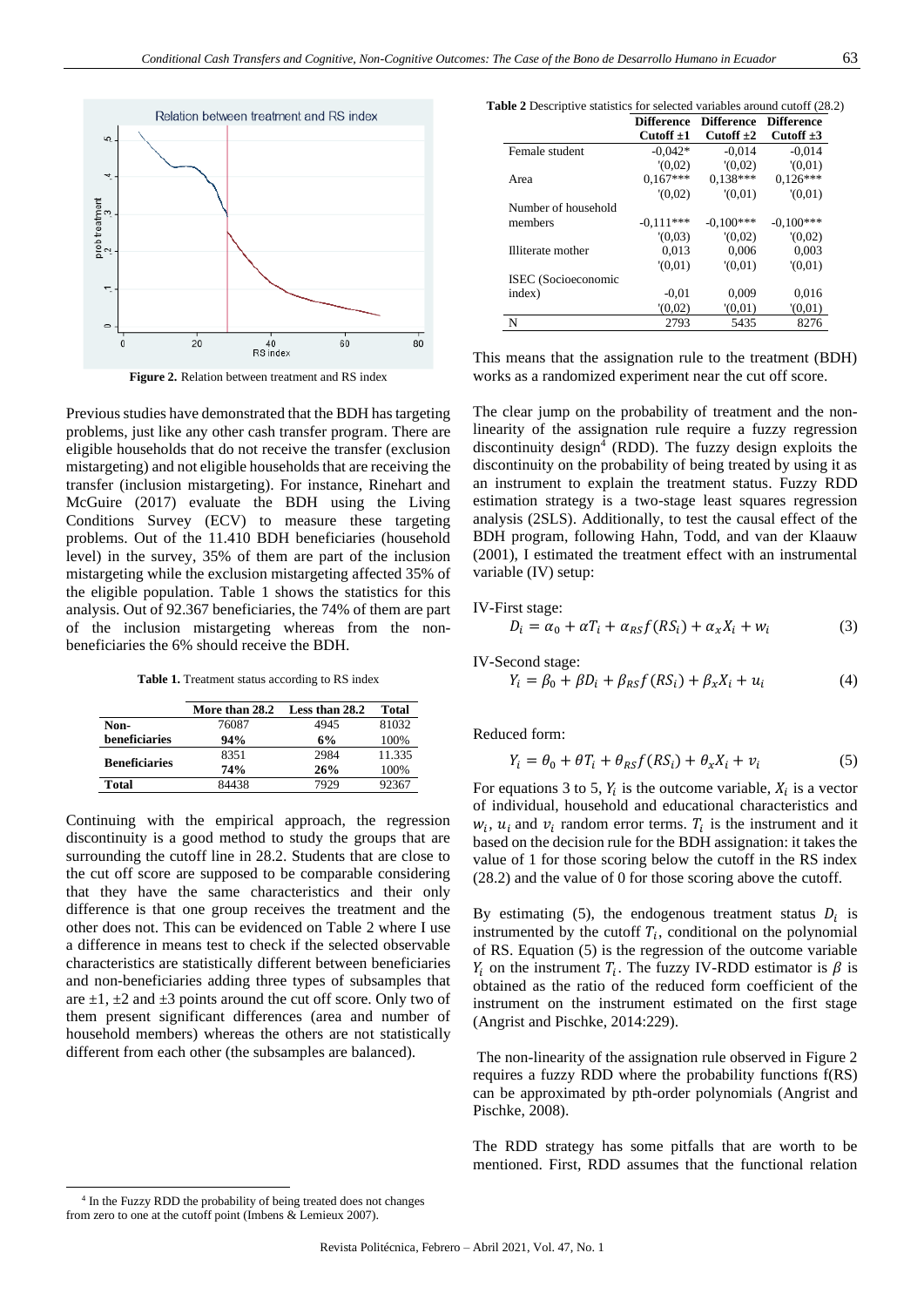**Figure 2.** Relation between treatment and RS index

Previous studies have demonstrated that the BDH has targeting problems, just like any other cash transfer program. There are eligible households that do not receive the transfer (exclusion mistargeting) and not eligible households that are receiving the transfer (inclusion mistargeting). For instance, Rinehart and McGuire (2017) evaluate the BDH using the Living Conditions Survey (ECV) to measure these targeting problems. Out of the 11.410 BDH beneficiaries (household level) in the survey, 35% of them are part of the inclusion mistargeting while the exclusion mistargeting affected 35% of the eligible population. Table 1 shows the statistics for this analysis. Out of 92.367 beneficiaries, the 74% of them are part of the inclusion mistargeting whereas from the non-beneficiaries the 6% should receive the BDH.

**Table 1.** Treatment status according to RS index

| | More than 28.2 | Less than 28.2 | Total |
|---|---|---|---|
| **Non-beneficiaries** | 76087 | 4945 | 81032 |
| | **94%** | **6%** | 100% |
| **Beneficiaries** | 8351 | 2984 | 11.335 |
| | **74%** | **26%** | 100% |
| **Total** | 84438 | 7929 | 92367 |

Continuing with the empirical approach, the regression discontinuity is a good method to study the groups that are surrounding the cutoff line in 28.2. Students that are close to the cut off score are supposed to be comparable considering that they have the same characteristics and their only difference is that one group receives the treatment and the other does not. This can be evidenced on Table 2 where I use a difference in means test to check if the selected observable characteristics are statistically different between beneficiaries and non-beneficiaries adding three types of subsamples that are ±1, ±2 and ±3 points around the cut off score. Only two of them present significant differences (area and number of household members) whereas the others are not statistically different from each other (the subsamples are balanced).

**Table 2** Descriptive statistics for selected variables around cutoff (28.2)

| | Difference Cutoff ±1 | Difference Cutoff ±2 | Difference Cutoff ±3 |
|---|---|---|---|
| Female student | -0,042* | -0,014 | -0,014 |
| | '(0,02) | '(0,02) | '(0,01) |
| Area | 0,167*** | 0,138*** | 0,126*** |
| | '(0,02) | '(0,01) | '(0,01) |
| Number of household members | -0,111*** | -0,100*** | -0,100*** |
| | '(0,03) | '(0,02) | '(0,02) |
| Illiterate mother | 0,013 | 0,006 | 0,003 |
| | '(0,01) | '(0,01) | '(0,01) |
| ISEC (Socioeconomic index) | -0,01 | 0,009 | 0,016 |
| | '(0,02) | '(0,01) | '(0,01) |
| N | 2793 | 5435 | 8276 |

This means that the assignation rule to the treatment (BDH) works as a randomized experiment near the cut off score.

The clear jump on the probability of treatment and the non-linearity of the assignation rule require a fuzzy regression discontinuity design[4] (RDD). The fuzzy design exploits the discontinuity on the probability of being treated by using it as an instrument to explain the treatment status. Fuzzy RDD estimation strategy is a two-stage least squares regression analysis (2SLS). Additionally, to test the causal effect of the BDH program, following Hahn, Todd, and van der Klaauw (2001), I estimated the treatment effect with an instrumental variable (IV) setup:

IV-First stage:

$$D_i = \alpha_0 + \alpha T_i + \alpha_{RS} f(RS_i) + \alpha_x X_i + w_i \tag{3}$$

IV-Second stage:

$$Y_i = \beta_0 + \beta D_i + \beta_{RS} f(RS_i) + \beta_x X_i + u_i \tag{4}$$

Reduced form:

$$Y_i = \theta_0 + \theta T_i + \theta_{RS} f(RS_i) + \theta_x X_i + v_i \tag{5}$$

For equations 3 to 5, $Y_i$ is the outcome variable, $X_i$ is a vector of individual, household and educational characteristics and $w_i$, $u_i$ and $v_i$ random error terms. $T_i$ is the instrument and it based on the decision rule for the BDH assignation: it takes the value of 1 for those scoring below the cutoff in the RS index (28.2) and the value of 0 for those scoring above the cutoff.

By estimating (5), the endogenous treatment status $D_i$ is instrumented by the cutoff $T_i$, conditional on the polynomial of RS. Equation (5) is the regression of the outcome variable $Y_i$ on the instrument $T_i$. The fuzzy IV-RDD estimator is $\beta$ is obtained as the ratio of the reduced form coefficient of the instrument on the instrument estimated on the first stage (Angrist and Pischke, 2014:229).

The non-linearity of the assignation rule observed in Figure 2 requires a fuzzy RDD where the probability functions f(RS) can be approximated by pth-order polynomials (Angrist and Pischke, 2008).

The RDD strategy has some pitfalls that are worth to be mentioned. First, RDD assumes that the functional relation

[4] In the Fuzzy RDD the probability of being treated does not changes from zero to one at the cutoff point (Imbens & Lemieux 2007).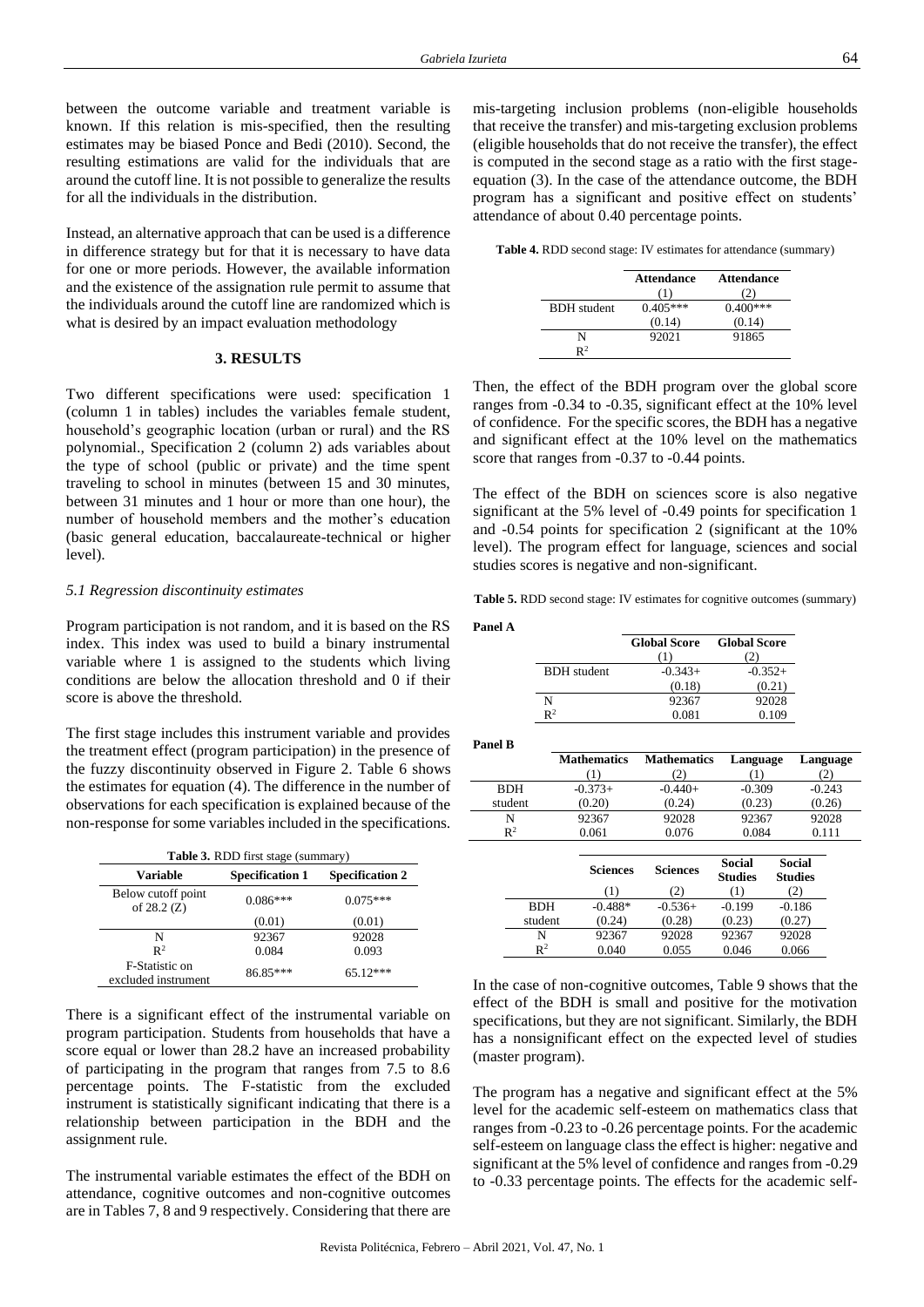between the outcome variable and treatment variable is known. If this relation is mis-specified, then the resulting estimates may be biased Ponce and Bedi (2010). Second, the resulting estimations are valid for the individuals that are around the cutoff line. It is not possible to generalize the results for all the individuals in the distribution.

Instead, an alternative approach that can be used is a difference in difference strategy but for that it is necessary to have data for one or more periods. However, the available information and the existence of the assignation rule permit to assume that the individuals around the cutoff line are randomized which is what is desired by an impact evaluation methodology

## 3. RESULTS

Two different specifications were used: specification 1 (column 1 in tables) includes the variables female student, household's geographic location (urban or rural) and the RS polynomial., Specification 2 (column 2) ads variables about the type of school (public or private) and the time spent traveling to school in minutes (between 15 and 30 minutes, between 31 minutes and 1 hour or more than one hour), the number of household members and the mother's education (basic general education, baccalaureate-technical or higher level).

### *5.1 Regression discontinuity estimates*

Program participation is not random, and it is based on the RS index. This index was used to build a binary instrumental variable where 1 is assigned to the students which living conditions are below the allocation threshold and 0 if their score is above the threshold.

The first stage includes this instrument variable and provides the treatment effect (program participation) in the presence of the fuzzy discontinuity observed in Figure 2. Table 6 shows the estimates for equation (4). The difference in the number of observations for each specification is explained because of the non-response for some variables included in the specifications.

**Table 3.** RDD first stage (summary)

| Variable | Specification 1 | Specification 2 |
|---|---|---|
| Below cutoff point of 28.2 (Z) | 0.086*** | 0.075*** |
| | (0.01) | (0.01) |
| N | 92367 | 92028 |
| $R^2$ | 0.084 | 0.093 |
| F-Statistic on excluded instrument | 86.85*** | 65.12*** |

There is a significant effect of the instrumental variable on program participation. Students from households that have a score equal or lower than 28.2 have an increased probability of participating in the program that ranges from 7.5 to 8.6 percentage points. The F-statistic from the excluded instrument is statistically significant indicating that there is a relationship between participation in the BDH and the assignment rule.

The instrumental variable estimates the effect of the BDH on attendance, cognitive outcomes and non-cognitive outcomes are in Tables 7, 8 and 9 respectively. Considering that there are mis-targeting inclusion problems (non-eligible households that receive the transfer) and mis-targeting exclusion problems (eligible households that do not receive the transfer), the effect is computed in the second stage as a ratio with the first stage-equation (3). In the case of the attendance outcome, the BDH program has a significant and positive effect on students' attendance of about 0.40 percentage points.

**Table 4.** RDD second stage: IV estimates for attendance (summary)

| | Attendance (1) | Attendance (2) |
|---|---|---|
| BDH student | 0.405*** | 0.400*** |
| | (0.14) | (0.14) |
| N | 92021 | 91865 |
| $R^2$ | | |

Then, the effect of the BDH program over the global score ranges from -0.34 to -0.35, significant effect at the 10% level of confidence. For the specific scores, the BDH has a negative and significant effect at the 10% level on the mathematics score that ranges from -0.37 to -0.44 points.

The effect of the BDH on sciences score is also negative significant at the 5% level of -0.49 points for specification 1 and -0.54 points for specification 2 (significant at the 10% level). The program effect for language, sciences and social studies scores is negative and non-significant.

**Table 5.** RDD second stage: IV estimates for cognitive outcomes (summary)

**Panel A**

| | Global Score (1) | Global Score (2) |
|---|---|---|
| BDH student | -0.343+ | -0.352+ |
| | (0.18) | (0.21) |
| N | 92367 | 92028 |
| $R^2$ | 0.081 | 0.109 |

**Panel B**

| | Mathematics (1) | Mathematics (2) | Language (1) | Language (2) |
|---|---|---|---|---|
| BDH student | -0.373+ | -0.440+ | -0.309 | -0.243 |
| | (0.20) | (0.24) | (0.23) | (0.26) |
| N | 92367 | 92028 | 92367 | 92028 |
| $R^2$ | 0.061 | 0.076 | 0.084 | 0.111 |

| | Sciences (1) | Sciences (2) | Social Studies (1) | Social Studies (2) |
|---|---|---|---|---|
| BDH student | -0.488* | -0.536+ | -0.199 | -0.186 |
| | (0.24) | (0.28) | (0.23) | (0.27) |
| N | 92367 | 92028 | 92367 | 92028 |
| $R^2$ | 0.040 | 0.055 | 0.046 | 0.066 |

In the case of non-cognitive outcomes, Table 9 shows that the effect of the BDH is small and positive for the motivation specifications, but they are not significant. Similarly, the BDH has a nonsignificant effect on the expected level of studies (master program).

The program has a negative and significant effect at the 5% level for the academic self-esteem on mathematics class that ranges from -0.23 to -0.26 percentage points. For the academic self-esteem on language class the effect is higher: negative and significant at the 5% level of confidence and ranges from -0.29 to -0.33 percentage points. The effects for the academic self-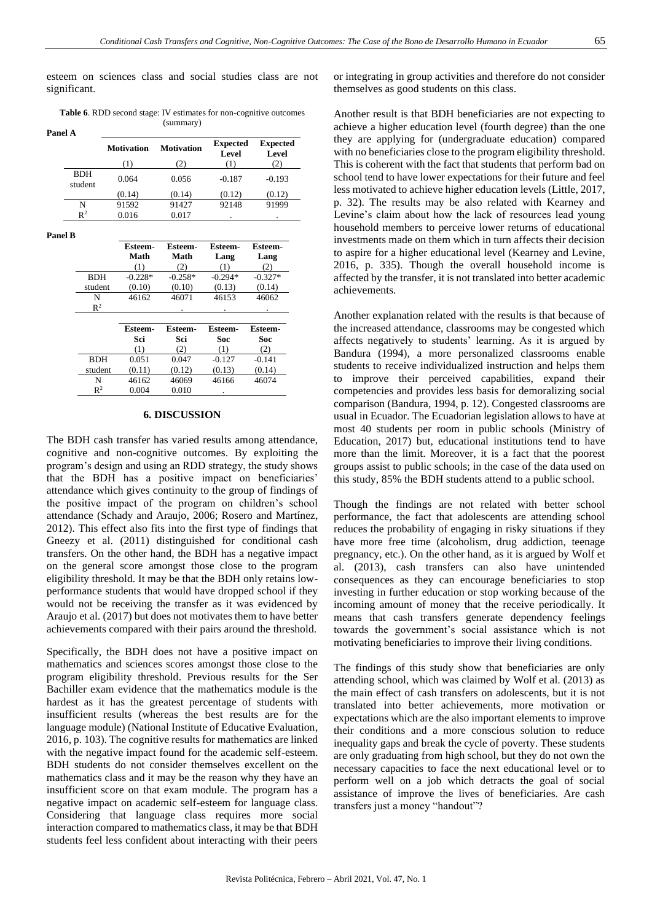esteem on sciences class and social studies class are not significant.

**Table 6**. RDD second stage: IV estimates for non-cognitive outcomes (summary)

**Panel A**

| | Motivation | Motivation | Expected Level | Expected Level |
|---|---|---|---|---|
| | (1) | (2) | (1) | (2) |
| BDH student | 0.064 | 0.056 | -0.187 | -0.193 |
| | (0.14) | (0.14) | (0.12) | (0.12) |
| N | 91592 | 91427 | 92148 | 91999 |
| $R^2$ | 0.016 | 0.017 | . | . |

**Panel B**

| | Esteem-Math | Esteem-Math | Esteem-Lang | Esteem-Lang |
|---|---|---|---|---|
| | (1) | (2) | (1) | (2) |
| BDH student | -0.228* | -0.258* | -0.294* | -0.327* |
| | (0.10) | (0.10) | (0.13) | (0.14) |
| N | 46162 | 46071 | 46153 | 46062 |
| $R^2$ | | . | . | . |

| | Esteem-Sci | Esteem-Sci | Esteem-Soc | Esteem-Soc |
|---|---|---|---|---|
| | (1) | (2) | (1) | (2) |
| BDH student | 0.051 | 0.047 | -0.127 | -0.141 |
| | (0.11) | (0.12) | (0.13) | (0.14) |
| N | 46162 | 46069 | 46166 | 46074 |
| $R^2$ | 0.004 | 0.010 | . | |

## 6. DISCUSSION

The BDH cash transfer has varied results among attendance, cognitive and non-cognitive outcomes. By exploiting the program's design and using an RDD strategy, the study shows that the BDH has a positive impact on beneficiaries' attendance which gives continuity to the group of findings of the positive impact of the program on children's school attendance (Schady and Araujo, 2006; Rosero and Martínez, 2012). This effect also fits into the first type of findings that Gneezy et al. (2011) distinguished for conditional cash transfers. On the other hand, the BDH has a negative impact on the general score amongst those close to the program eligibility threshold. It may be that the BDH only retains low-performance students that would have dropped school if they would not be receiving the transfer as it was evidenced by Araujo et al. (2017) but does not motivates them to have better achievements compared with their pairs around the threshold.

Specifically, the BDH does not have a positive impact on mathematics and sciences scores amongst those close to the program eligibility threshold. Previous results for the Ser Bachiller exam evidence that the mathematics module is the hardest as it has the greatest percentage of students with insufficient results (whereas the best results are for the language module) (National Institute of Educative Evaluation, 2016, p. 103). The cognitive results for mathematics are linked with the negative impact found for the academic self-esteem. BDH students do not consider themselves excellent on the mathematics class and it may be the reason why they have an insufficient score on that exam module. The program has a negative impact on academic self-esteem for language class. Considering that language class requires more social interaction compared to mathematics class, it may be that BDH students feel less confident about interacting with their peers or integrating in group activities and therefore do not consider themselves as good students on this class.

Another result is that BDH beneficiaries are not expecting to achieve a higher education level (fourth degree) than the one they are applying for (undergraduate education) compared with no beneficiaries close to the program eligibility threshold. This is coherent with the fact that students that perform bad on school tend to have lower expectations for their future and feel less motivated to achieve higher education levels (Little, 2017, p. 32). The results may be also related with Kearney and Levine's claim about how the lack of resources lead young household members to perceive lower returns of educational investments made on them which in turn affects their decision to aspire for a higher educational level (Kearney and Levine, 2016, p. 335). Though the overall household income is affected by the transfer, it is not translated into better academic achievements.

Another explanation related with the results is that because of the increased attendance, classrooms may be congested which affects negatively to students' learning. As it is argued by Bandura (1994), a more personalized classrooms enable students to receive individualized instruction and helps them to improve their perceived capabilities, expand their competencies and provides less basis for demoralizing social comparison (Bandura, 1994, p. 12). Congested classrooms are usual in Ecuador. The Ecuadorian legislation allows to have at most 40 students per room in public schools (Ministry of Education, 2017) but, educational institutions tend to have more than the limit. Moreover, it is a fact that the poorest groups assist to public schools; in the case of the data used on this study, 85% the BDH students attend to a public school.

Though the findings are not related with better school performance, the fact that adolescents are attending school reduces the probability of engaging in risky situations if they have more free time (alcoholism, drug addiction, teenage pregnancy, etc.). On the other hand, as it is argued by Wolf et al. (2013), cash transfers can also have unintended consequences as they can encourage beneficiaries to stop investing in further education or stop working because of the incoming amount of money that the receive periodically. It means that cash transfers generate dependency feelings towards the government's social assistance which is not motivating beneficiaries to improve their living conditions.

The findings of this study show that beneficiaries are only attending school, which was claimed by Wolf et al. (2013) as the main effect of cash transfers on adolescents, but it is not translated into better achievements, more motivation or expectations which are the also important elements to improve their conditions and a more conscious solution to reduce inequality gaps and break the cycle of poverty. These students are only graduating from high school, but they do not own the necessary capacities to face the next educational level or to perform well on a job which detracts the goal of social assistance of improve the lives of beneficiaries. Are cash transfers just a money "handout"?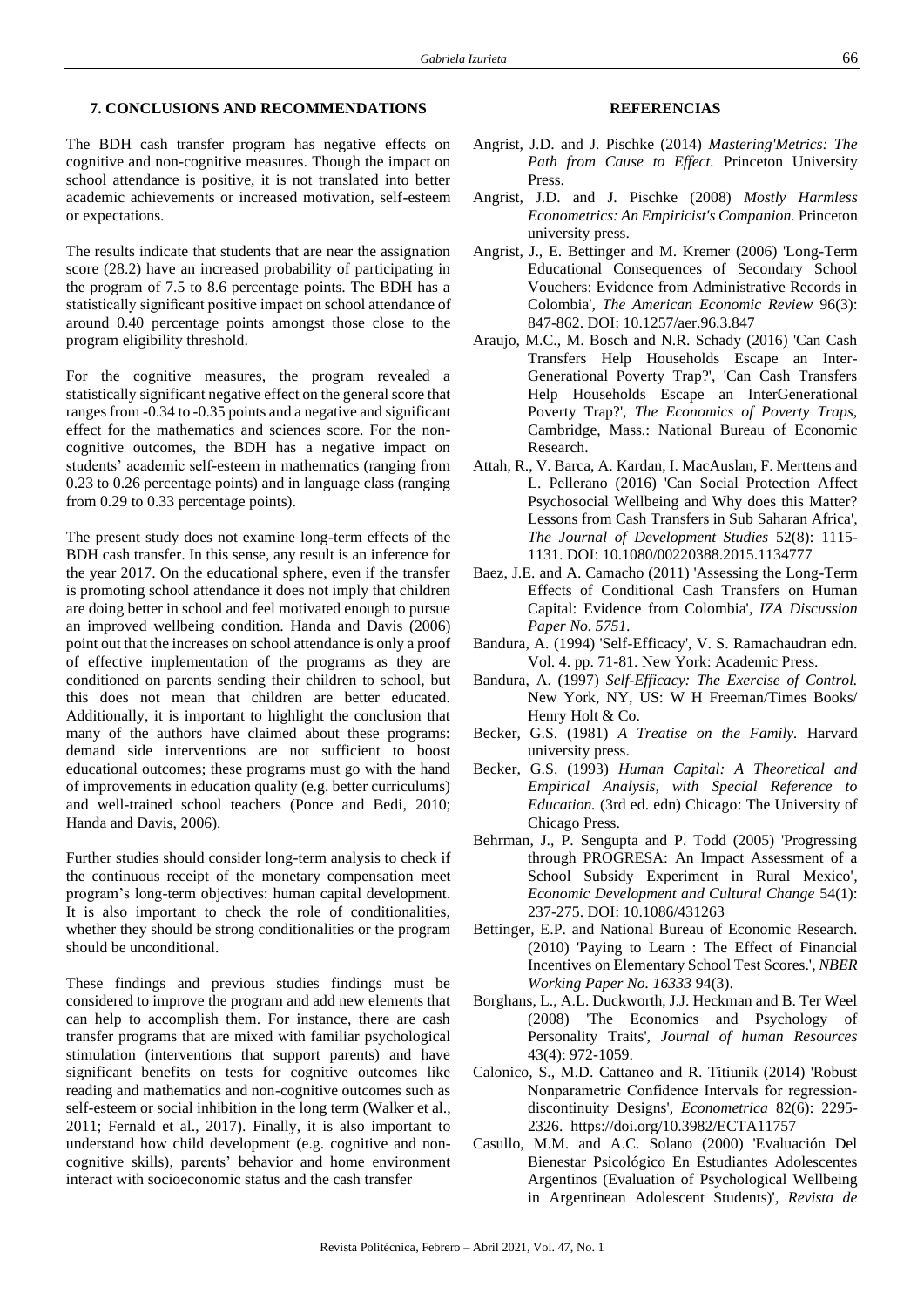## 7. CONCLUSIONS AND RECOMMENDATIONS

The BDH cash transfer program has negative effects on cognitive and non-cognitive measures. Though the impact on school attendance is positive, it is not translated into better academic achievements or increased motivation, self-esteem or expectations.

The results indicate that students that are near the assignation score (28.2) have an increased probability of participating in the program of 7.5 to 8.6 percentage points. The BDH has a statistically significant positive impact on school attendance of around 0.40 percentage points amongst those close to the program eligibility threshold.

For the cognitive measures, the program revealed a statistically significant negative effect on the general score that ranges from -0.34 to -0.35 points and a negative and significant effect for the mathematics and sciences score. For the non-cognitive outcomes, the BDH has a negative impact on students' academic self-esteem in mathematics (ranging from 0.23 to 0.26 percentage points) and in language class (ranging from 0.29 to 0.33 percentage points).

The present study does not examine long-term effects of the BDH cash transfer. In this sense, any result is an inference for the year 2017. On the educational sphere, even if the transfer is promoting school attendance it does not imply that children are doing better in school and feel motivated enough to pursue an improved wellbeing condition. Handa and Davis (2006) point out that the increases on school attendance is only a proof of effective implementation of the programs as they are conditioned on parents sending their children to school, but this does not mean that children are better educated. Additionally, it is important to highlight the conclusion that many of the authors have claimed about these programs: demand side interventions are not sufficient to boost educational outcomes; these programs must go with the hand of improvements in education quality (e.g. better curriculums) and well-trained school teachers (Ponce and Bedi, 2010; Handa and Davis, 2006).

Further studies should consider long-term analysis to check if the continuous receipt of the monetary compensation meet program's long-term objectives: human capital development. It is also important to check the role of conditionalities, whether they should be strong conditionalities or the program should be unconditional.

These findings and previous studies findings must be considered to improve the program and add new elements that can help to accomplish them. For instance, there are cash transfer programs that are mixed with familiar psychological stimulation (interventions that support parents) and have significant benefits on tests for cognitive outcomes like reading and mathematics and non-cognitive outcomes such as self-esteem or social inhibition in the long term (Walker et al., 2011; Fernald et al., 2017). Finally, it is also important to understand how child development (e.g. cognitive and non-cognitive skills), parents' behavior and home environment interact with socioeconomic status and the cash transfer

## REFERENCIAS

Angrist, J.D. and J. Pischke (2014) *Mastering'Metrics: The Path from Cause to Effect.* Princeton University Press.

Angrist, J.D. and J. Pischke (2008) *Mostly Harmless Econometrics: An Empiricist's Companion.* Princeton university press.

Angrist, J., E. Bettinger and M. Kremer (2006) 'Long-Term Educational Consequences of Secondary School Vouchers: Evidence from Administrative Records in Colombia', *The American Economic Review* 96(3): 847-862. DOI: 10.1257/aer.96.3.847

Araujo, M.C., M. Bosch and N.R. Schady (2016) 'Can Cash Transfers Help Households Escape an Inter-Generational Poverty Trap?', 'Can Cash Transfers Help Households Escape an InterGenerational Poverty Trap?', *The Economics of Poverty Traps,* Cambridge, Mass.: National Bureau of Economic Research.

Attah, R., V. Barca, A. Kardan, I. MacAuslan, F. Merttens and L. Pellerano (2016) 'Can Social Protection Affect Psychosocial Wellbeing and Why does this Matter? Lessons from Cash Transfers in Sub Saharan Africa', *The Journal of Development Studies* 52(8): 1115-1131. DOI: 10.1080/00220388.2015.1134777

Baez, J.E. and A. Camacho (2011) 'Assessing the Long-Term Effects of Conditional Cash Transfers on Human Capital: Evidence from Colombia', *IZA Discussion Paper No. 5751.*

Bandura, A. (1994) 'Self-Efficacy', V. S. Ramachaudran edn. Vol. 4. pp. 71-81. New York: Academic Press.

Bandura, A. (1997) *Self-Efficacy: The Exercise of Control.* New York, NY, US: W H Freeman/Times Books/ Henry Holt & Co.

Becker, G.S. (1981) *A Treatise on the Family.* Harvard university press.

Becker, G.S. (1993) *Human Capital: A Theoretical and Empirical Analysis, with Special Reference to Education.* (3rd ed. edn) Chicago: The University of Chicago Press.

Behrman, J., P. Sengupta and P. Todd (2005) 'Progressing through PROGRESA: An Impact Assessment of a School Subsidy Experiment in Rural Mexico', *Economic Development and Cultural Change* 54(1): 237-275. DOI: 10.1086/431263

Bettinger, E.P. and National Bureau of Economic Research. (2010) 'Paying to Learn : The Effect of Financial Incentives on Elementary School Test Scores.', *NBER Working Paper No. 16333* 94(3).

Borghans, L., A.L. Duckworth, J.J. Heckman and B. Ter Weel (2008) 'The Economics and Psychology of Personality Traits', *Journal of human Resources* 43(4): 972-1059.

Calonico, S., M.D. Cattaneo and R. Titiunik (2014) 'Robust Nonparametric Confidence Intervals for regression-discontinuity Designs', *Econometrica* 82(6): 2295-2326. https://doi.org/10.3982/ECTA11757

Casullo, M.M. and A.C. Solano (2000) 'Evaluación Del Bienestar Psicológico En Estudiantes Adolescentes Argentinos (Evaluation of Psychological Wellbeing in Argentinean Adolescent Students)', *Revista de*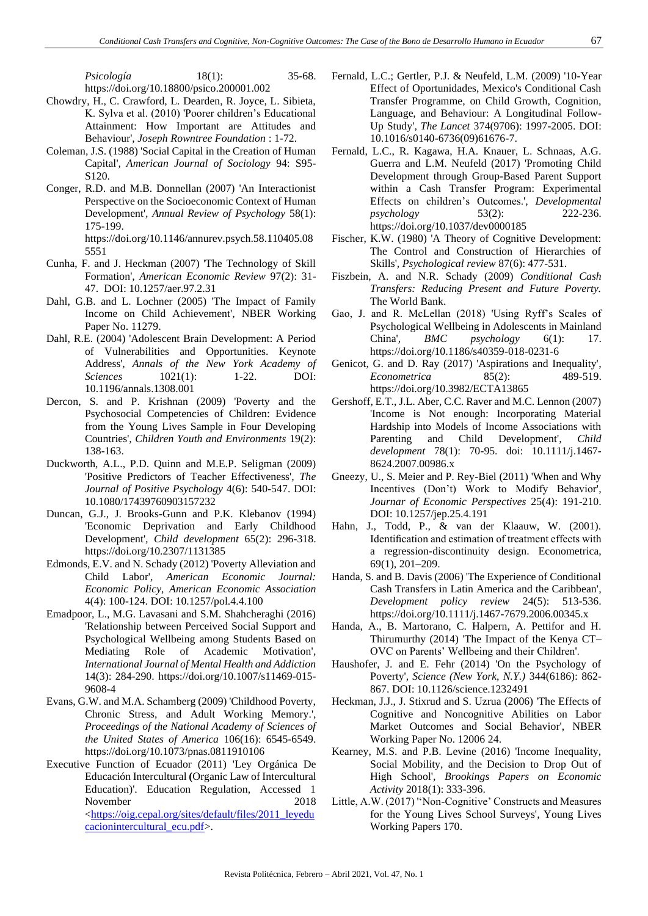*Psicología* 18(1): 35-68. https://doi.org/10.18800/psico.200001.002

Chowdry, H., C. Crawford, L. Dearden, R. Joyce, L. Sibieta, K. Sylva et al. (2010) 'Poorer children's Educational Attainment: How Important are Attitudes and Behaviour', *Joseph Rowntree Foundation* : 1-72.

Coleman, J.S. (1988) 'Social Capital in the Creation of Human Capital', *American Journal of Sociology* 94: S95-S120.

Conger, R.D. and M.B. Donnellan (2007) 'An Interactionist Perspective on the Socioeconomic Context of Human Development', *Annual Review of Psychology* 58(1): 175-199. https://doi.org/10.1146/annurev.psych.58.110405.085551

Cunha, F. and J. Heckman (2007) 'The Technology of Skill Formation', *American Economic Review* 97(2): 31-47. DOI: 10.1257/aer.97.2.31

Dahl, G.B. and L. Lochner (2005) 'The Impact of Family Income on Child Achievement', NBER Working Paper No. 11279.

Dahl, R.E. (2004) 'Adolescent Brain Development: A Period of Vulnerabilities and Opportunities. Keynote Address', *Annals of the New York Academy of Sciences* 1021(1): 1-22. DOI: 10.1196/annals.1308.001

Dercon, S. and P. Krishnan (2009) 'Poverty and the Psychosocial Competencies of Children: Evidence from the Young Lives Sample in Four Developing Countries', *Children Youth and Environments* 19(2): 138-163.

Duckworth, A.L., P.D. Quinn and M.E.P. Seligman (2009) 'Positive Predictors of Teacher Effectiveness', *The Journal of Positive Psychology* 4(6): 540-547. DOI: 10.1080/17439760903157232

Duncan, G.J., J. Brooks-Gunn and P.K. Klebanov (1994) 'Economic Deprivation and Early Childhood Development', *Child development* 65(2): 296-318. https://doi.org/10.2307/1131385

Edmonds, E.V. and N. Schady (2012) 'Poverty Alleviation and Child Labor', *American Economic Journal: Economic Policy, American Economic Association* 4(4): 100-124. DOI: 10.1257/pol.4.4.100

Emadpoor, L., M.G. Lavasani and S.M. Shahcheraghi (2016) 'Relationship between Perceived Social Support and Psychological Wellbeing among Students Based on Mediating Role of Academic Motivation', *International Journal of Mental Health and Addiction* 14(3): 284-290. https://doi.org/10.1007/s11469-015-9608-4

Evans, G.W. and M.A. Schamberg (2009) 'Childhood Poverty, Chronic Stress, and Adult Working Memory.', *Proceedings of the National Academy of Sciences of the United States of America* 106(16): 6545-6549. https://doi.org/10.1073/pnas.0811910106

Executive Function of Ecuador (2011) 'Ley Orgánica De Educación Intercultural **(**Organic Law of Intercultural Education)'. Education Regulation, Accessed 1 November 2018 <https://oig.cepal.org/sites/default/files/2011_leyeducacionintercultural_ecu.pdf>.

Fernald, L.C.; Gertler, P.J. & Neufeld, L.M. (2009) '10-Year Effect of Oportunidades, Mexico's Conditional Cash Transfer Programme, on Child Growth, Cognition, Language, and Behaviour: A Longitudinal Follow-Up Study', *The Lancet* 374(9706): 1997-2005. DOI: 10.1016/s0140-6736(09)61676-7.

Fernald, L.C., R. Kagawa, H.A. Knauer, L. Schnaas, A.G. Guerra and L.M. Neufeld (2017) 'Promoting Child Development through Group-Based Parent Support within a Cash Transfer Program: Experimental Effects on children's Outcomes.', *Developmental psychology* 53(2): 222-236. https://doi.org/10.1037/dev0000185

Fischer, K.W. (1980) 'A Theory of Cognitive Development: The Control and Construction of Hierarchies of Skills', *Psychological review* 87(6): 477-531.

Fiszbein, A. and N.R. Schady (2009) *Conditional Cash Transfers: Reducing Present and Future Poverty.* The World Bank.

Gao, J. and R. McLellan (2018) 'Using Ryff's Scales of Psychological Wellbeing in Adolescents in Mainland China', *BMC psychology* 6(1): 17. https://doi.org/10.1186/s40359-018-0231-6

Genicot, G. and D. Ray (2017) 'Aspirations and Inequality', *Econometrica* 85(2): 489-519. https://doi.org/10.3982/ECTA13865

Gershoff, E.T., J.L. Aber, C.C. Raver and M.C. Lennon (2007) 'Income is Not enough: Incorporating Material Hardship into Models of Income Associations with Parenting and Child Development', *Child development* 78(1): 70-95. doi: 10.1111/j.1467-8624.2007.00986.x

Gneezy, U., S. Meier and P. Rey-Biel (2011) 'When and Why Incentives (Don't) Work to Modify Behavior', *Journar of Economic Perspectives* 25(4): 191-210. DOI: 10.1257/jep.25.4.191

Hahn, J., Todd, P., & van der Klaauw, W. (2001). Identification and estimation of treatment effects with a regression-discontinuity design. Econometrica, 69(1), 201–209.

Handa, S. and B. Davis (2006) 'The Experience of Conditional Cash Transfers in Latin America and the Caribbean', *Development policy review* 24(5): 513-536. https://doi.org/10.1111/j.1467-7679.2006.00345.x

Handa, A., B. Martorano, C. Halpern, A. Pettifor and H. Thirumurthy (2014) 'The Impact of the Kenya CT–OVC on Parents' Wellbeing and their Children'.

Haushofer, J. and E. Fehr (2014) 'On the Psychology of Poverty', *Science (New York, N.Y.)* 344(6186): 862-867. DOI: 10.1126/science.1232491

Heckman, J.J., J. Stixrud and S. Uzrua (2006) 'The Effects of Cognitive and Noncognitive Abilities on Labor Market Outcomes and Social Behavior', NBER Working Paper No. 12006 24.

Kearney, M.S. and P.B. Levine (2016) 'Income Inequality, Social Mobility, and the Decision to Drop Out of High School', *Brookings Papers on Economic Activity* 2018(1): 333-396.

Little, A.W. (2017) ''Non-Cognitive' Constructs and Measures for the Young Lives School Surveys', Young Lives Working Papers 170.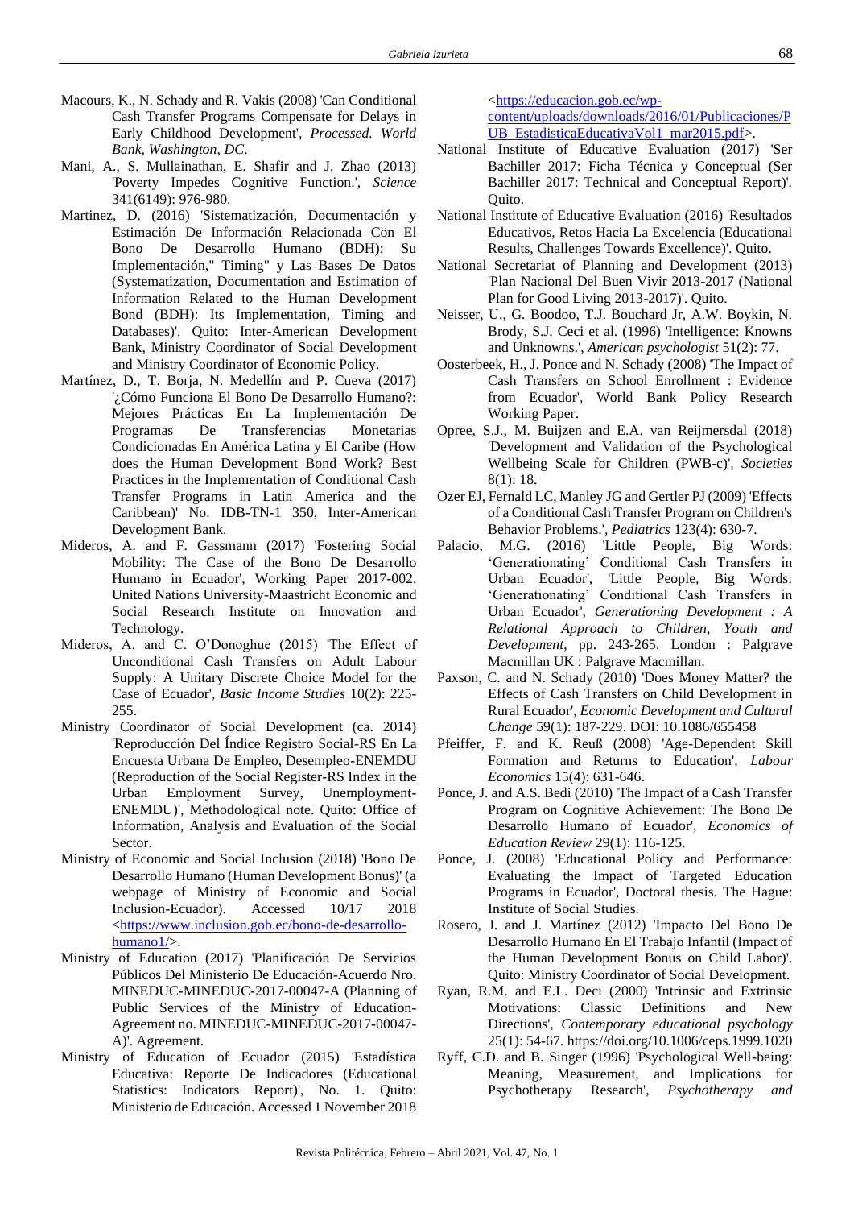Macours, K., N. Schady and R. Vakis (2008) 'Can Conditional Cash Transfer Programs Compensate for Delays in Early Childhood Development', *Processed. World Bank, Washington, DC*.

Mani, A., S. Mullainathan, E. Shafir and J. Zhao (2013) 'Poverty Impedes Cognitive Function.', *Science* 341(6149): 976-980.

Martinez, D. (2016) 'Sistematización, Documentación y Estimación De Información Relacionada Con El Bono De Desarrollo Humano (BDH): Su Implementación," Timing" y Las Bases De Datos (Systematization, Documentation and Estimation of Information Related to the Human Development Bond (BDH): Its Implementation, Timing and Databases)'. Quito: Inter-American Development Bank, Ministry Coordinator of Social Development and Ministry Coordinator of Economic Policy.

Martínez, D., T. Borja, N. Medellín and P. Cueva (2017) '¿Cómo Funciona El Bono De Desarrollo Humano?: Mejores Prácticas En La Implementación De Programas De Transferencias Monetarias Condicionadas En América Latina y El Caribe (How does the Human Development Bond Work? Best Practices in the Implementation of Conditional Cash Transfer Programs in Latin America and the Caribbean)' No. IDB-TN-1 350, Inter-American Development Bank.

Mideros, A. and F. Gassmann (2017) 'Fostering Social Mobility: The Case of the Bono De Desarrollo Humano in Ecuador', Working Paper 2017-002. United Nations University-Maastricht Economic and Social Research Institute on Innovation and Technology.

Mideros, A. and C. O'Donoghue (2015) 'The Effect of Unconditional Cash Transfers on Adult Labour Supply: A Unitary Discrete Choice Model for the Case of Ecuador', *Basic Income Studies* 10(2): 225-255.

Ministry Coordinator of Social Development (ca. 2014) 'Reproducción Del Índice Registro Social-RS En La Encuesta Urbana De Empleo, Desempleo-ENEMDU (Reproduction of the Social Register-RS Index in the Urban Employment Survey, Unemployment-ENEMDU)', Methodological note. Quito: Office of Information, Analysis and Evaluation of the Social Sector.

Ministry of Economic and Social Inclusion (2018) 'Bono De Desarrollo Humano (Human Development Bonus)' (a webpage of Ministry of Economic and Social Inclusion-Ecuador). Accessed 10/17 2018 <https://www.inclusion.gob.ec/bono-de-desarrollo-humano1/>.

Ministry of Education (2017) 'Planificación De Servicios Públicos Del Ministerio De Educación-Acuerdo Nro. MINEDUC-MINEDUC-2017-00047-A (Planning of Public Services of the Ministry of Education-Agreement no. MINEDUC-MINEDUC-2017-00047-A)'. Agreement.

Ministry of Education of Ecuador (2015) 'Estadística Educativa: Reporte De Indicadores (Educational Statistics: Indicators Report)', No. 1. Quito: Ministerio de Educación. Accessed 1 November 2018 <https://educacion.gob.ec/wp-content/uploads/downloads/2016/01/Publicaciones/PUB_EstadisticaEducativaVol1_mar2015.pdf>.

National Institute of Educative Evaluation (2017) 'Ser Bachiller 2017: Ficha Técnica y Conceptual (Ser Bachiller 2017: Technical and Conceptual Report)'. Quito.

National Institute of Educative Evaluation (2016) 'Resultados Educativos, Retos Hacia La Excelencia (Educational Results, Challenges Towards Excellence)'. Quito.

National Secretariat of Planning and Development (2013) 'Plan Nacional Del Buen Vivir 2013-2017 (National Plan for Good Living 2013-2017)'. Quito.

Neisser, U., G. Boodoo, T.J. Bouchard Jr, A.W. Boykin, N. Brody, S.J. Ceci et al. (1996) 'Intelligence: Knowns and Unknowns.', *American psychologist* 51(2): 77.

Oosterbeek, H., J. Ponce and N. Schady (2008) 'The Impact of Cash Transfers on School Enrollment : Evidence from Ecuador', World Bank Policy Research Working Paper.

Opree, S.J., M. Buijzen and E.A. van Reijmersdal (2018) 'Development and Validation of the Psychological Wellbeing Scale for Children (PWB-c)', *Societies* 8(1): 18.

Ozer EJ, Fernald LC, Manley JG and Gertler PJ (2009) 'Effects of a Conditional Cash Transfer Program on Children's Behavior Problems.', *Pediatrics* 123(4): 630-7.

Palacio, M.G. (2016) 'Little People, Big Words: 'Generationating' Conditional Cash Transfers in Urban Ecuador', 'Little People, Big Words: 'Generationating' Conditional Cash Transfers in Urban Ecuador', *Generationing Development : A Relational Approach to Children, Youth and Development*, pp. 243-265. London : Palgrave Macmillan UK : Palgrave Macmillan.

Paxson, C. and N. Schady (2010) 'Does Money Matter? the Effects of Cash Transfers on Child Development in Rural Ecuador', *Economic Development and Cultural Change* 59(1): 187-229. DOI: 10.1086/655458

Pfeiffer, F. and K. Reuß (2008) 'Age-Dependent Skill Formation and Returns to Education', *Labour Economics* 15(4): 631-646.

Ponce, J. and A.S. Bedi (2010) 'The Impact of a Cash Transfer Program on Cognitive Achievement: The Bono De Desarrollo Humano of Ecuador', *Economics of Education Review* 29(1): 116-125.

Ponce, J. (2008) 'Educational Policy and Performance: Evaluating the Impact of Targeted Education Programs in Ecuador', Doctoral thesis. The Hague: Institute of Social Studies.

Rosero, J. and J. Martínez (2012) 'Impacto Del Bono De Desarrollo Humano En El Trabajo Infantil (Impact of the Human Development Bonus on Child Labor)'. Quito: Ministry Coordinator of Social Development.

Ryan, R.M. and E.L. Deci (2000) 'Intrinsic and Extrinsic Motivations: Classic Definitions and New Directions', *Contemporary educational psychology* 25(1): 54-67. https://doi.org/10.1006/ceps.1999.1020

Ryff, C.D. and B. Singer (1996) 'Psychological Well-being: Meaning, Measurement, and Implications for Psychotherapy Research', *Psychotherapy and*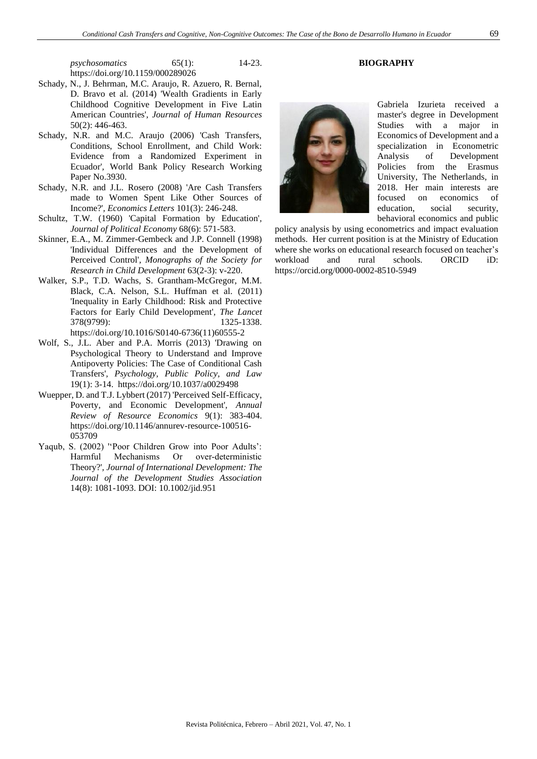*psychosomatics* 65(1): 14-23. https://doi.org/10.1159/000289026

Schady, N., J. Behrman, M.C. Araujo, R. Azuero, R. Bernal, D. Bravo et al. (2014) 'Wealth Gradients in Early Childhood Cognitive Development in Five Latin American Countries', *Journal of Human Resources* 50(2): 446-463.

Schady, N.R. and M.C. Araujo (2006) 'Cash Transfers, Conditions, School Enrollment, and Child Work: Evidence from a Randomized Experiment in Ecuador', World Bank Policy Research Working Paper No.3930.

Schady, N.R. and J.L. Rosero (2008) 'Are Cash Transfers made to Women Spent Like Other Sources of Income?', *Economics Letters* 101(3): 246-248.

Schultz, T.W. (1960) 'Capital Formation by Education', *Journal of Political Economy* 68(6): 571-583.

Skinner, E.A., M. Zimmer-Gembeck and J.P. Connell (1998) 'Individual Differences and the Development of Perceived Control', *Monographs of the Society for Research in Child Development* 63(2-3): v-220.

Walker, S.P., T.D. Wachs, S. Grantham-McGregor, M.M. Black, C.A. Nelson, S.L. Huffman et al. (2011) 'Inequality in Early Childhood: Risk and Protective Factors for Early Child Development', *The Lancet* 378(9799): 1325-1338. https://doi.org/10.1016/S0140-6736(11)60555-2

Wolf, S., J.L. Aber and P.A. Morris (2013) 'Drawing on Psychological Theory to Understand and Improve Antipoverty Policies: The Case of Conditional Cash Transfers', *Psychology, Public Policy, and Law* 19(1): 3-14. https://doi.org/10.1037/a0029498

Wuepper, D. and T.J. Lybbert (2017) 'Perceived Self-Efficacy, Poverty, and Economic Development', *Annual Review of Resource Economics* 9(1): 383-404. https://doi.org/10.1146/annurev-resource-100516-053709

Yaqub, S. (2002) ''Poor Children Grow into Poor Adults': Harmful Mechanisms Or over-deterministic Theory?', *Journal of International Development: The Journal of the Development Studies Association* 14(8): 1081-1093. DOI: 10.1002/jid.951

**BIOGRAPHY**

Gabriela Izurieta received a master's degree in Development Studies with a major in Economics of Development and a specialization in Econometric Analysis of Development Policies from the Erasmus University, The Netherlands, in 2018. Her main interests are focused on economics of education, social security, behavioral economics and public policy analysis by using econometrics and impact evaluation methods. Her current position is at the Ministry of Education where she works on educational research focused on teacher's workload and rural schools. ORCID iD: https://orcid.org/0000-0002-8510-5949